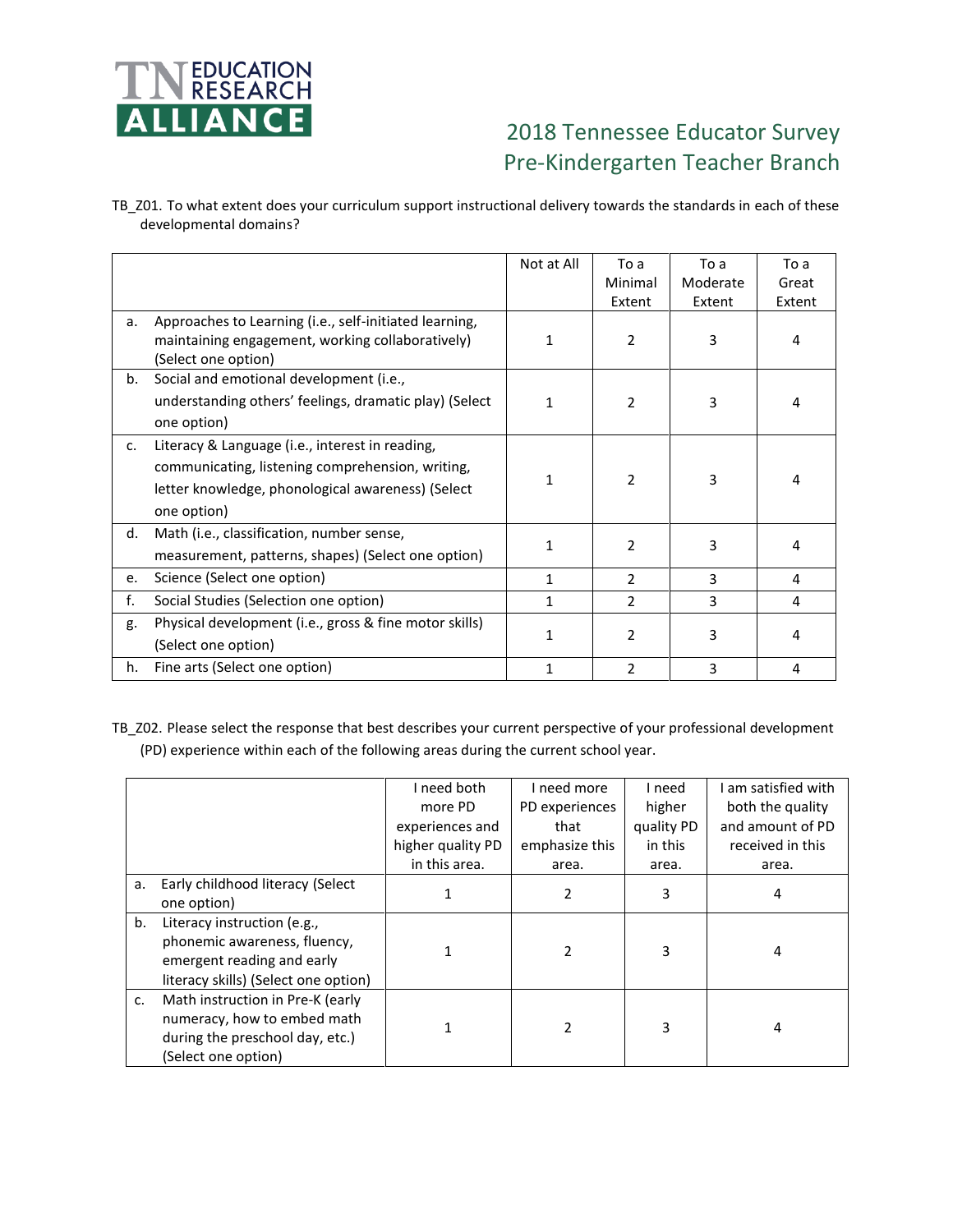# 2018 Tennessee Educator Survey
## Pre-Kindergarten Teacher Branch

TB_Z01. To what extent does your curriculum support instructional delivery towards the standards in each of these developmental domains?

| | Not at All | To a Minimal Extent | To a Moderate Extent | To a Great Extent |
|---|---|---|---|---|
| a. Approaches to Learning (i.e., self-initiated learning, maintaining engagement, working collaboratively) (Select one option) | 1 | 2 | 3 | 4 |
| b. Social and emotional development (i.e., understanding others' feelings, dramatic play) (Select one option) | 1 | 2 | 3 | 4 |
| c. Literacy & Language (i.e., interest in reading, communicating, listening comprehension, writing, letter knowledge, phonological awareness) (Select one option) | 1 | 2 | 3 | 4 |
| d. Math (i.e., classification, number sense, measurement, patterns, shapes) (Select one option) | 1 | 2 | 3 | 4 |
| e. Science (Select one option) | 1 | 2 | 3 | 4 |
| f. Social Studies (Selection one option) | 1 | 2 | 3 | 4 |
| g. Physical development (i.e., gross & fine motor skills) (Select one option) | 1 | 2 | 3 | 4 |
| h. Fine arts (Select one option) | 1 | 2 | 3 | 4 |

TB_Z02. Please select the response that best describes your current perspective of your professional development (PD) experience within each of the following areas during the current school year.

| | I need both more PD experiences and higher quality PD in this area. | I need more PD experiences that emphasize this area. | I need higher quality PD in this area. | I am satisfied with both the quality and amount of PD received in this area. |
|---|---|---|---|---|
| a. Early childhood literacy (Select one option) | 1 | 2 | 3 | 4 |
| b. Literacy instruction (e.g., phonemic awareness, fluency, emergent reading and early literacy skills) (Select one option) | 1 | 2 | 3 | 4 |
| c. Math instruction in Pre-K (early numeracy, how to embed math during the preschool day, etc.) (Select one option) | 1 | 2 | 3 | 4 |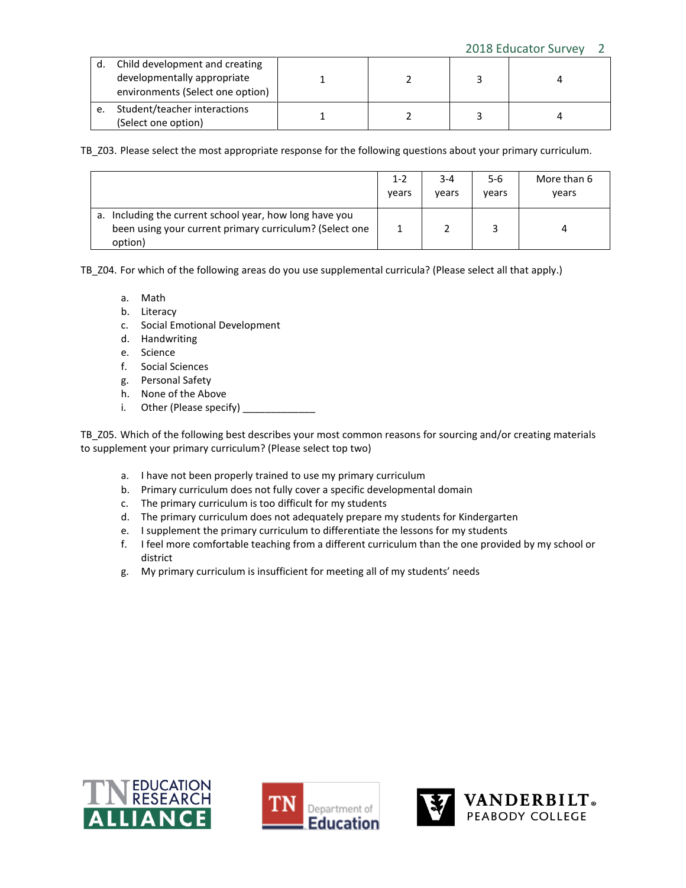| | | | | |
|---|---|---|---|---|
| d. Child development and creating developmentally appropriate environments (Select one option) | 1 | 2 | 3 | 4 |
| e. Student/teacher interactions (Select one option) | 1 | 2 | 3 | 4 |

TB_Z03. Please select the most appropriate response for the following questions about your primary curriculum.

| | 1-2 years | 3-4 years | 5-6 years | More than 6 years |
|---|---|---|---|---|
| a. Including the current school year, how long have you been using your current primary curriculum? (Select one option) | 1 | 2 | 3 | 4 |

TB_Z04. For which of the following areas do you use supplemental curricula? (Please select all that apply.)

a. Math
b. Literacy
c. Social Emotional Development
d. Handwriting
e. Science
f. Social Sciences
g. Personal Safety
h. None of the Above
i. Other (Please specify) _____________

TB_Z05. Which of the following best describes your most common reasons for sourcing and/or creating materials to supplement your primary curriculum? (Please select top two)

a. I have not been properly trained to use my primary curriculum
b. Primary curriculum does not fully cover a specific developmental domain
c. The primary curriculum is too difficult for my students
d. The primary curriculum does not adequately prepare my students for Kindergarten
e. I supplement the primary curriculum to differentiate the lessons for my students
f. I feel more comfortable teaching from a different curriculum than the one provided by my school or district
g. My primary curriculum is insufficient for meeting all of my students' needs